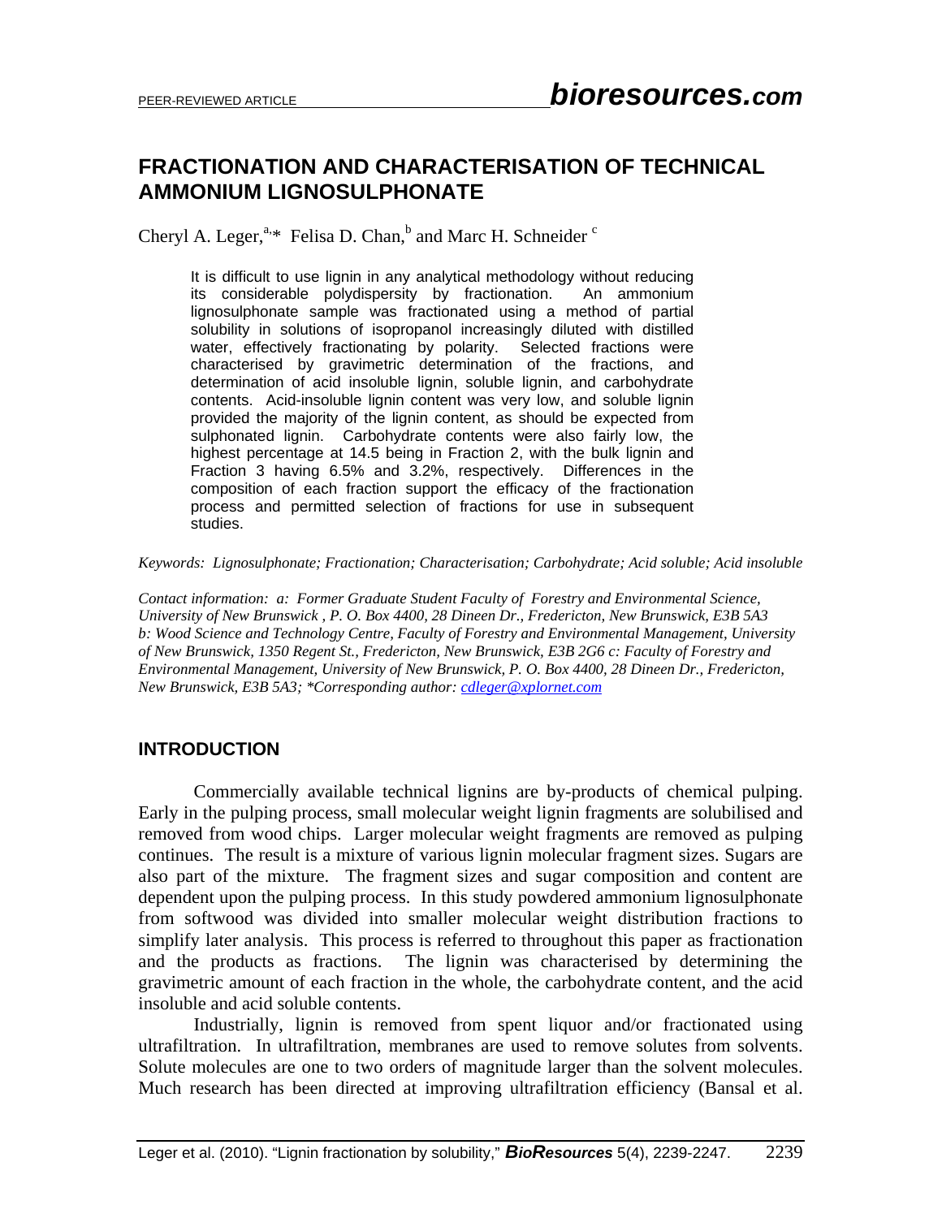# FRACTIONATION AND CHARACTERISATION OF TECHNICAL AMMONIUM LIGNOSULPHONATE

Cheryl A. Leger,[a,]* Felisa D. Chan,[b] and Marc H. Schneider [c]

> It is difficult to use lignin in any analytical methodology without reducing its considerable polydispersity by fractionation. An ammonium lignosulphonate sample was fractionated using a method of partial solubility in solutions of isopropanol increasingly diluted with distilled water, effectively fractionating by polarity. Selected fractions were characterised by gravimetric determination of the fractions, and determination of acid insoluble lignin, soluble lignin, and carbohydrate contents. Acid-insoluble lignin content was very low, and soluble lignin provided the majority of the lignin content, as should be expected from sulphonated lignin. Carbohydrate contents were also fairly low, the highest percentage at 14.5 being in Fraction 2, with the bulk lignin and Fraction 3 having 6.5% and 3.2%, respectively. Differences in the composition of each fraction support the efficacy of the fractionation process and permitted selection of fractions for use in subsequent studies.

*Keywords: Lignosulphonate; Fractionation; Characterisation; Carbohydrate; Acid soluble; Acid insoluble*

*Contact information: a: Former Graduate Student Faculty of Forestry and Environmental Science, University of New Brunswick , P. O. Box 4400, 28 Dineen Dr., Fredericton, New Brunswick, E3B 5A3 b: Wood Science and Technology Centre, Faculty of Forestry and Environmental Management, University of New Brunswick, 1350 Regent St., Fredericton, New Brunswick, E3B 2G6 c: Faculty of Forestry and Environmental Management, University of New Brunswick, P. O. Box 4400, 28 Dineen Dr., Fredericton, New Brunswick, E3B 5A3; *Corresponding author: cdleger@xplornet.com*

## INTRODUCTION

Commercially available technical lignins are by-products of chemical pulping. Early in the pulping process, small molecular weight lignin fragments are solubilised and removed from wood chips. Larger molecular weight fragments are removed as pulping continues. The result is a mixture of various lignin molecular fragment sizes. Sugars are also part of the mixture. The fragment sizes and sugar composition and content are dependent upon the pulping process. In this study powdered ammonium lignosulphonate from softwood was divided into smaller molecular weight distribution fractions to simplify later analysis. This process is referred to throughout this paper as fractionation and the products as fractions. The lignin was characterised by determining the gravimetric amount of each fraction in the whole, the carbohydrate content, and the acid insoluble and acid soluble contents.

Industrially, lignin is removed from spent liquor and/or fractionated using ultrafiltration. In ultrafiltration, membranes are used to remove solutes from solvents. Solute molecules are one to two orders of magnitude larger than the solvent molecules. Much research has been directed at improving ultrafiltration efficiency (Bansal et al.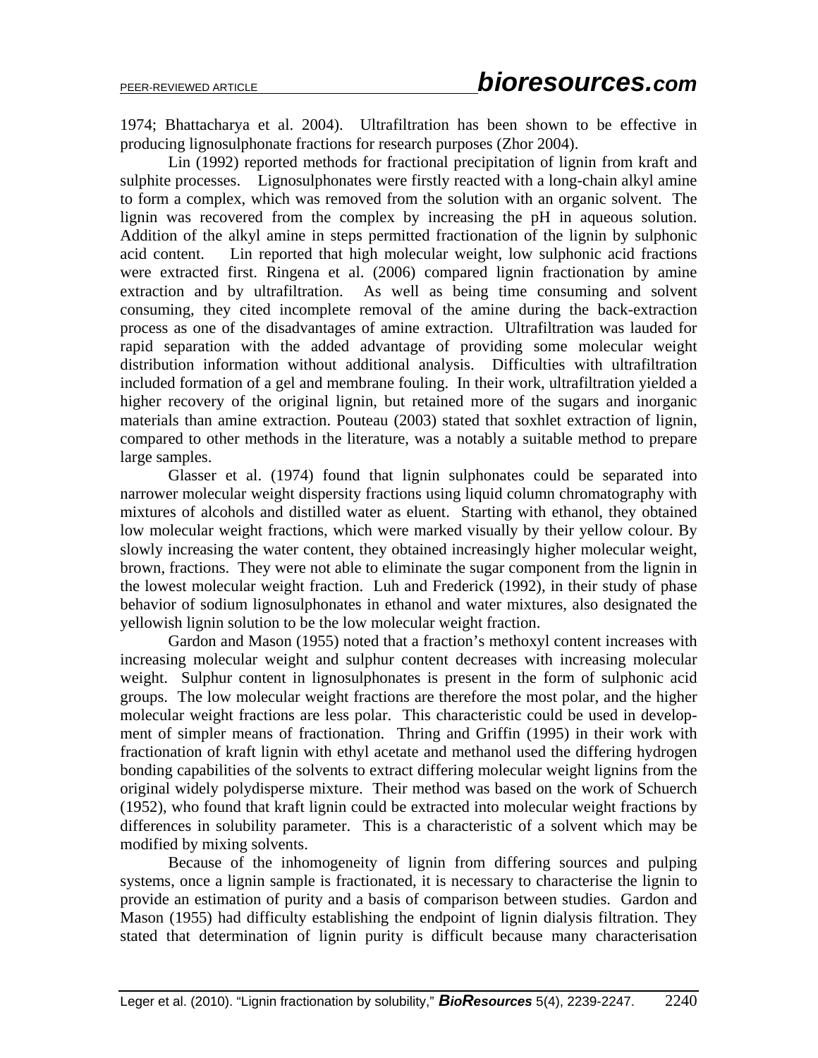1974; Bhattacharya et al. 2004). Ultrafiltration has been shown to be effective in producing lignosulphonate fractions for research purposes (Zhor 2004).

Lin (1992) reported methods for fractional precipitation of lignin from kraft and sulphite processes. Lignosulphonates were firstly reacted with a long-chain alkyl amine to form a complex, which was removed from the solution with an organic solvent. The lignin was recovered from the complex by increasing the pH in aqueous solution. Addition of the alkyl amine in steps permitted fractionation of the lignin by sulphonic acid content. Lin reported that high molecular weight, low sulphonic acid fractions were extracted first. Ringena et al. (2006) compared lignin fractionation by amine extraction and by ultrafiltration. As well as being time consuming and solvent consuming, they cited incomplete removal of the amine during the back-extraction process as one of the disadvantages of amine extraction. Ultrafiltration was lauded for rapid separation with the added advantage of providing some molecular weight distribution information without additional analysis. Difficulties with ultrafiltration included formation of a gel and membrane fouling. In their work, ultrafiltration yielded a higher recovery of the original lignin, but retained more of the sugars and inorganic materials than amine extraction. Pouteau (2003) stated that soxhlet extraction of lignin, compared to other methods in the literature, was a notably a suitable method to prepare large samples.

Glasser et al. (1974) found that lignin sulphonates could be separated into narrower molecular weight dispersity fractions using liquid column chromatography with mixtures of alcohols and distilled water as eluent. Starting with ethanol, they obtained low molecular weight fractions, which were marked visually by their yellow colour. By slowly increasing the water content, they obtained increasingly higher molecular weight, brown, fractions. They were not able to eliminate the sugar component from the lignin in the lowest molecular weight fraction. Luh and Frederick (1992), in their study of phase behavior of sodium lignosulphonates in ethanol and water mixtures, also designated the yellowish lignin solution to be the low molecular weight fraction.

Gardon and Mason (1955) noted that a fraction's methoxyl content increases with increasing molecular weight and sulphur content decreases with increasing molecular weight. Sulphur content in lignosulphonates is present in the form of sulphonic acid groups. The low molecular weight fractions are therefore the most polar, and the higher molecular weight fractions are less polar. This characteristic could be used in development of simpler means of fractionation. Thring and Griffin (1995) in their work with fractionation of kraft lignin with ethyl acetate and methanol used the differing hydrogen bonding capabilities of the solvents to extract differing molecular weight lignins from the original widely polydisperse mixture. Their method was based on the work of Schuerch (1952), who found that kraft lignin could be extracted into molecular weight fractions by differences in solubility parameter. This is a characteristic of a solvent which may be modified by mixing solvents.

Because of the inhomogeneity of lignin from differing sources and pulping systems, once a lignin sample is fractionated, it is necessary to characterise the lignin to provide an estimation of purity and a basis of comparison between studies. Gardon and Mason (1955) had difficulty establishing the endpoint of lignin dialysis filtration. They stated that determination of lignin purity is difficult because many characterisation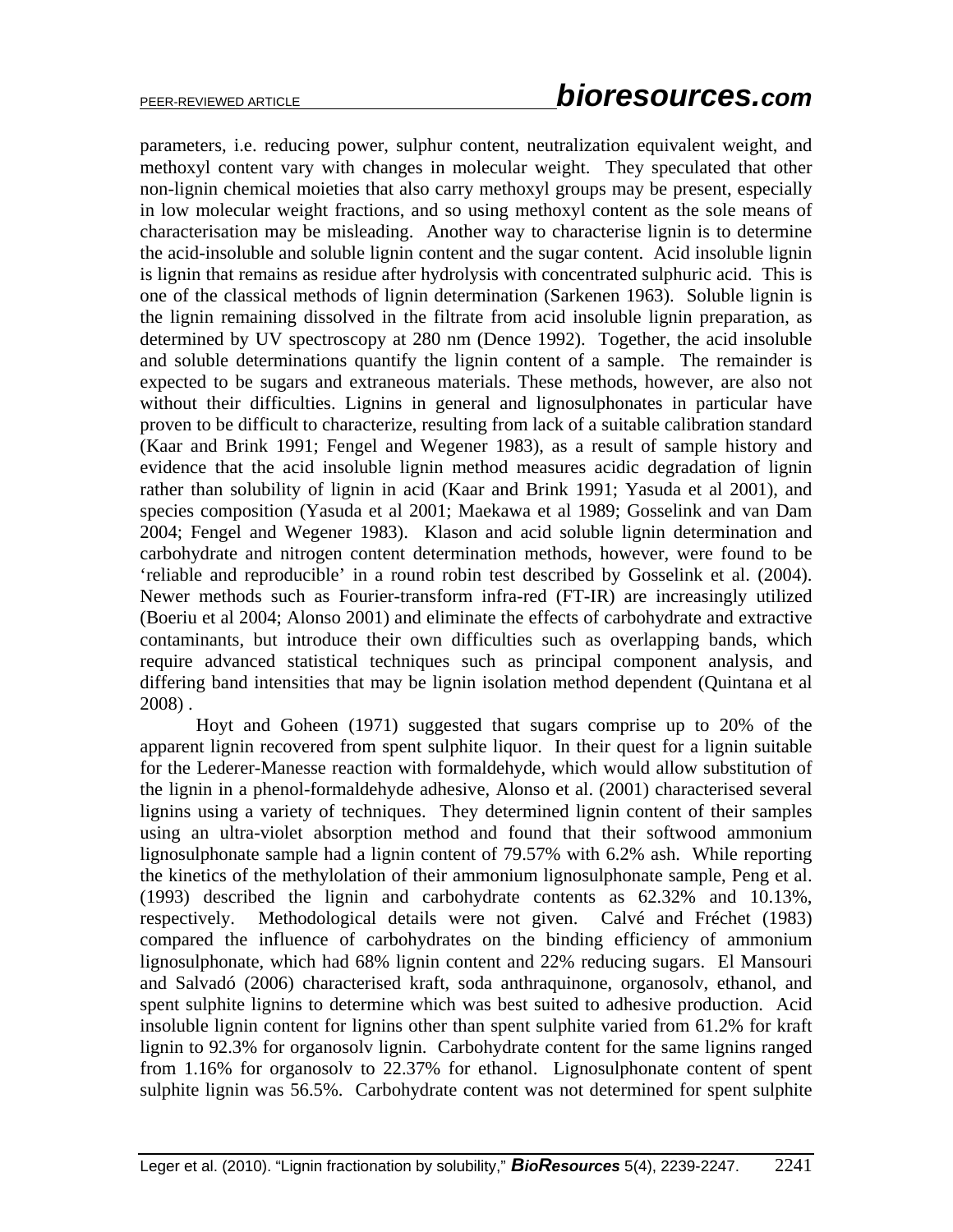parameters, i.e. reducing power, sulphur content, neutralization equivalent weight, and methoxyl content vary with changes in molecular weight. They speculated that other non-lignin chemical moieties that also carry methoxyl groups may be present, especially in low molecular weight fractions, and so using methoxyl content as the sole means of characterisation may be misleading. Another way to characterise lignin is to determine the acid-insoluble and soluble lignin content and the sugar content. Acid insoluble lignin is lignin that remains as residue after hydrolysis with concentrated sulphuric acid. This is one of the classical methods of lignin determination (Sarkenen 1963). Soluble lignin is the lignin remaining dissolved in the filtrate from acid insoluble lignin preparation, as determined by UV spectroscopy at 280 nm (Dence 1992). Together, the acid insoluble and soluble determinations quantify the lignin content of a sample. The remainder is expected to be sugars and extraneous materials. These methods, however, are also not without their difficulties. Lignins in general and lignosulphonates in particular have proven to be difficult to characterize, resulting from lack of a suitable calibration standard (Kaar and Brink 1991; Fengel and Wegener 1983), as a result of sample history and evidence that the acid insoluble lignin method measures acidic degradation of lignin rather than solubility of lignin in acid (Kaar and Brink 1991; Yasuda et al 2001), and species composition (Yasuda et al 2001; Maekawa et al 1989; Gosselink and van Dam 2004; Fengel and Wegener 1983). Klason and acid soluble lignin determination and carbohydrate and nitrogen content determination methods, however, were found to be 'reliable and reproducible' in a round robin test described by Gosselink et al. (2004). Newer methods such as Fourier-transform infra-red (FT-IR) are increasingly utilized (Boeriu et al 2004; Alonso 2001) and eliminate the effects of carbohydrate and extractive contaminants, but introduce their own difficulties such as overlapping bands, which require advanced statistical techniques such as principal component analysis, and differing band intensities that may be lignin isolation method dependent (Quintana et al 2008) .

Hoyt and Goheen (1971) suggested that sugars comprise up to 20% of the apparent lignin recovered from spent sulphite liquor. In their quest for a lignin suitable for the Lederer-Manesse reaction with formaldehyde, which would allow substitution of the lignin in a phenol-formaldehyde adhesive, Alonso et al. (2001) characterised several lignins using a variety of techniques. They determined lignin content of their samples using an ultra-violet absorption method and found that their softwood ammonium lignosulphonate sample had a lignin content of 79.57% with 6.2% ash. While reporting the kinetics of the methylolation of their ammonium lignosulphonate sample, Peng et al. (1993) described the lignin and carbohydrate contents as 62.32% and 10.13%, respectively. Methodological details were not given. Calvé and Fréchet (1983) compared the influence of carbohydrates on the binding efficiency of ammonium lignosulphonate, which had 68% lignin content and 22% reducing sugars. El Mansouri and Salvadó (2006) characterised kraft, soda anthraquinone, organosolv, ethanol, and spent sulphite lignins to determine which was best suited to adhesive production. Acid insoluble lignin content for lignins other than spent sulphite varied from 61.2% for kraft lignin to 92.3% for organosolv lignin. Carbohydrate content for the same lignins ranged from 1.16% for organosolv to 22.37% for ethanol. Lignosulphonate content of spent sulphite lignin was 56.5%. Carbohydrate content was not determined for spent sulphite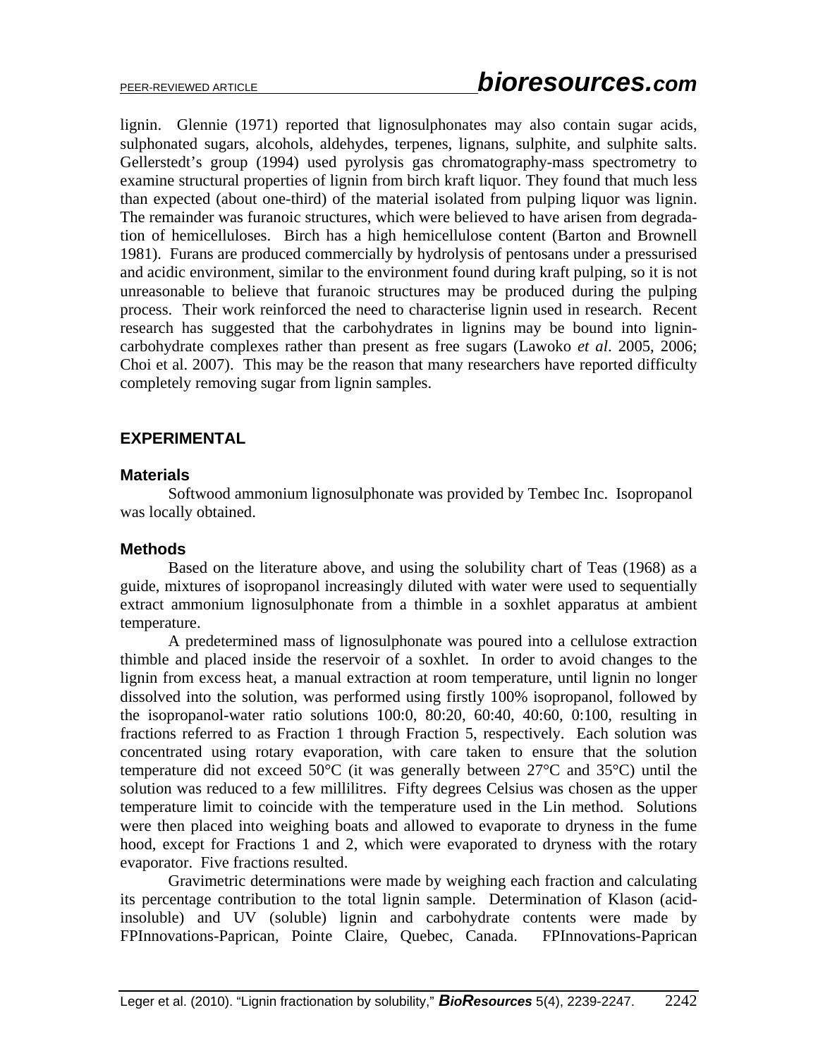lignin. Glennie (1971) reported that lignosulphonates may also contain sugar acids, sulphonated sugars, alcohols, aldehydes, terpenes, lignans, sulphite, and sulphite salts. Gellerstedt's group (1994) used pyrolysis gas chromatography-mass spectrometry to examine structural properties of lignin from birch kraft liquor. They found that much less than expected (about one-third) of the material isolated from pulping liquor was lignin. The remainder was furanoic structures, which were believed to have arisen from degradation of hemicelluloses. Birch has a high hemicellulose content (Barton and Brownell 1981). Furans are produced commercially by hydrolysis of pentosans under a pressurised and acidic environment, similar to the environment found during kraft pulping, so it is not unreasonable to believe that furanoic structures may be produced during the pulping process. Their work reinforced the need to characterise lignin used in research. Recent research has suggested that the carbohydrates in lignins may be bound into lignin-carbohydrate complexes rather than present as free sugars (Lawoko *et al*. 2005, 2006; Choi et al. 2007). This may be the reason that many researchers have reported difficulty completely removing sugar from lignin samples.

## EXPERIMENTAL

### Materials

Softwood ammonium lignosulphonate was provided by Tembec Inc. Isopropanol was locally obtained.

### Methods

Based on the literature above, and using the solubility chart of Teas (1968) as a guide, mixtures of isopropanol increasingly diluted with water were used to sequentially extract ammonium lignosulphonate from a thimble in a soxhlet apparatus at ambient temperature.

A predetermined mass of lignosulphonate was poured into a cellulose extraction thimble and placed inside the reservoir of a soxhlet. In order to avoid changes to the lignin from excess heat, a manual extraction at room temperature, until lignin no longer dissolved into the solution, was performed using firstly 100% isopropanol, followed by the isopropanol-water ratio solutions 100:0, 80:20, 60:40, 40:60, 0:100, resulting in fractions referred to as Fraction 1 through Fraction 5, respectively. Each solution was concentrated using rotary evaporation, with care taken to ensure that the solution temperature did not exceed 50°C (it was generally between 27°C and 35°C) until the solution was reduced to a few millilitres. Fifty degrees Celsius was chosen as the upper temperature limit to coincide with the temperature used in the Lin method. Solutions were then placed into weighing boats and allowed to evaporate to dryness in the fume hood, except for Fractions 1 and 2, which were evaporated to dryness with the rotary evaporator. Five fractions resulted.

Gravimetric determinations were made by weighing each fraction and calculating its percentage contribution to the total lignin sample. Determination of Klason (acid-insoluble) and UV (soluble) lignin and carbohydrate contents were made by FPInnovations-Paprican, Pointe Claire, Quebec, Canada. FPInnovations-Paprican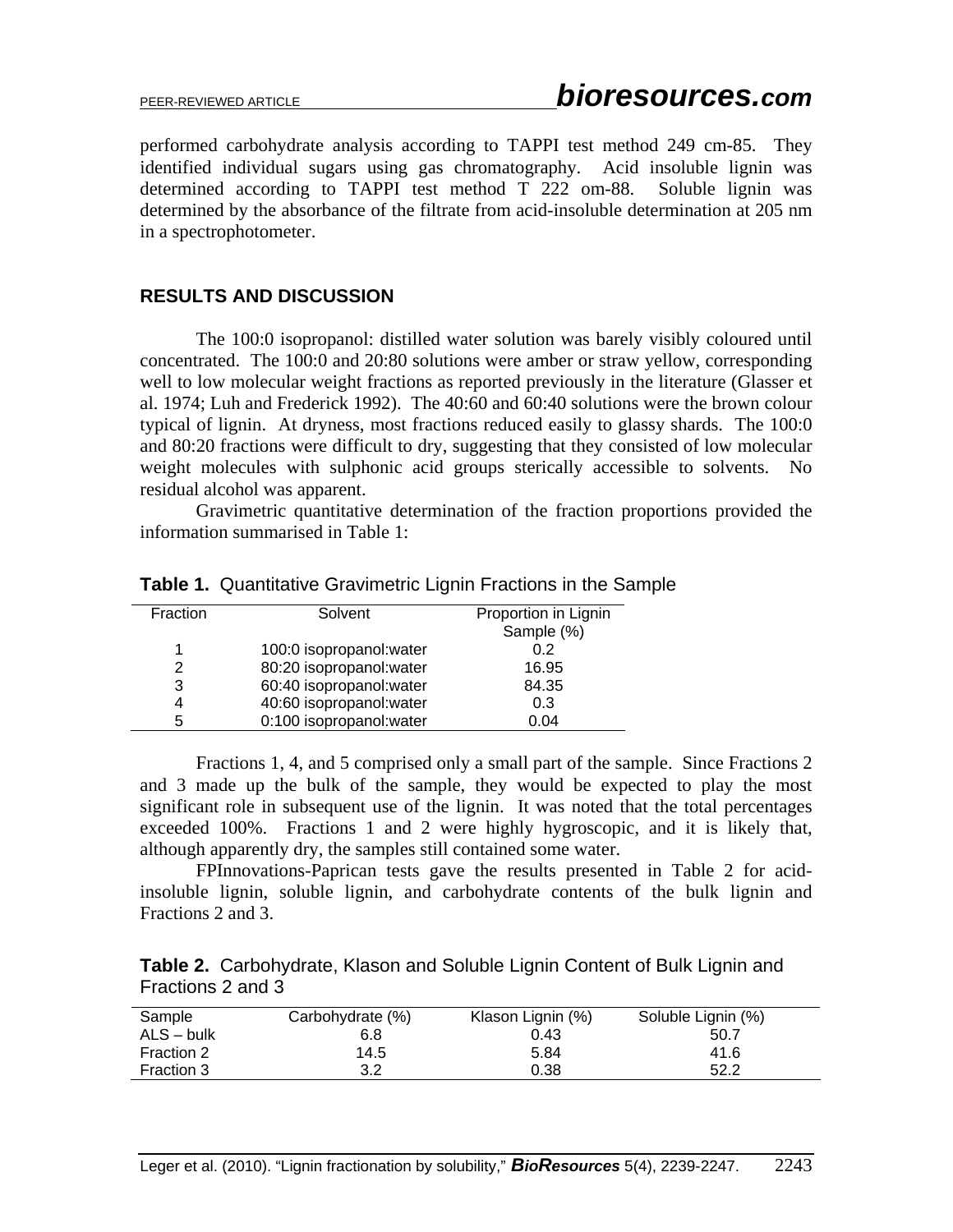performed carbohydrate analysis according to TAPPI test method 249 cm-85. They identified individual sugars using gas chromatography. Acid insoluble lignin was determined according to TAPPI test method T 222 om-88. Soluble lignin was determined by the absorbance of the filtrate from acid-insoluble determination at 205 nm in a spectrophotometer.

## RESULTS AND DISCUSSION

The 100:0 isopropanol: distilled water solution was barely visibly coloured until concentrated. The 100:0 and 20:80 solutions were amber or straw yellow, corresponding well to low molecular weight fractions as reported previously in the literature (Glasser et al. 1974; Luh and Frederick 1992). The 40:60 and 60:40 solutions were the brown colour typical of lignin. At dryness, most fractions reduced easily to glassy shards. The 100:0 and 80:20 fractions were difficult to dry, suggesting that they consisted of low molecular weight molecules with sulphonic acid groups sterically accessible to solvents. No residual alcohol was apparent.

Gravimetric quantitative determination of the fraction proportions provided the information summarised in Table 1:

**Table 1.** Quantitative Gravimetric Lignin Fractions in the Sample

| Fraction | Solvent | Proportion in Lignin Sample (%) |
|---|---|---|
| 1 | 100:0 isopropanol:water | 0.2 |
| 2 | 80:20 isopropanol:water | 16.95 |
| 3 | 60:40 isopropanol:water | 84.35 |
| 4 | 40:60 isopropanol:water | 0.3 |
| 5 | 0:100 isopropanol:water | 0.04 |

Fractions 1, 4, and 5 comprised only a small part of the sample. Since Fractions 2 and 3 made up the bulk of the sample, they would be expected to play the most significant role in subsequent use of the lignin. It was noted that the total percentages exceeded 100%. Fractions 1 and 2 were highly hygroscopic, and it is likely that, although apparently dry, the samples still contained some water.

FPInnovations-Paprican tests gave the results presented in Table 2 for acid-insoluble lignin, soluble lignin, and carbohydrate contents of the bulk lignin and Fractions 2 and 3.

**Table 2.** Carbohydrate, Klason and Soluble Lignin Content of Bulk Lignin and Fractions 2 and 3

| Sample | Carbohydrate (%) | Klason Lignin (%) | Soluble Lignin (%) |
|---|---|---|---|
| ALS – bulk | 6.8 | 0.43 | 50.7 |
| Fraction 2 | 14.5 | 5.84 | 41.6 |
| Fraction 3 | 3.2 | 0.38 | 52.2 |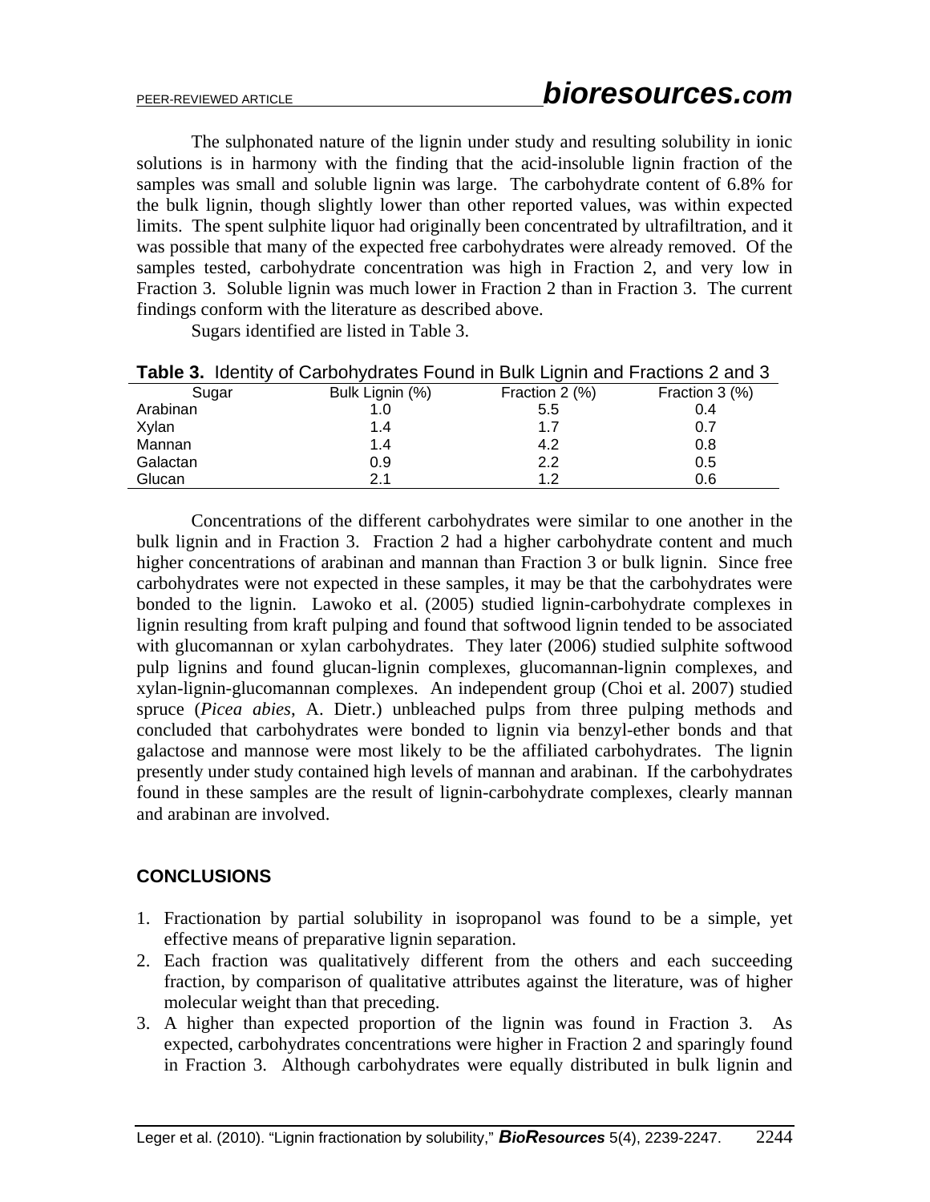The sulphonated nature of the lignin under study and resulting solubility in ionic solutions is in harmony with the finding that the acid-insoluble lignin fraction of the samples was small and soluble lignin was large. The carbohydrate content of 6.8% for the bulk lignin, though slightly lower than other reported values, was within expected limits. The spent sulphite liquor had originally been concentrated by ultrafiltration, and it was possible that many of the expected free carbohydrates were already removed. Of the samples tested, carbohydrate concentration was high in Fraction 2, and very low in Fraction 3. Soluble lignin was much lower in Fraction 2 than in Fraction 3. The current findings conform with the literature as described above.

Sugars identified are listed in Table 3.

**Table 3.** Identity of Carbohydrates Found in Bulk Lignin and Fractions 2 and 3

| Sugar | Bulk Lignin (%) | Fraction 2 (%) | Fraction 3 (%) |
|---|---|---|---|
| Arabinan | 1.0 | 5.5 | 0.4 |
| Xylan | 1.4 | 1.7 | 0.7 |
| Mannan | 1.4 | 4.2 | 0.8 |
| Galactan | 0.9 | 2.2 | 0.5 |
| Glucan | 2.1 | 1.2 | 0.6 |

Concentrations of the different carbohydrates were similar to one another in the bulk lignin and in Fraction 3. Fraction 2 had a higher carbohydrate content and much higher concentrations of arabinan and mannan than Fraction 3 or bulk lignin. Since free carbohydrates were not expected in these samples, it may be that the carbohydrates were bonded to the lignin. Lawoko et al. (2005) studied lignin-carbohydrate complexes in lignin resulting from kraft pulping and found that softwood lignin tended to be associated with glucomannan or xylan carbohydrates. They later (2006) studied sulphite softwood pulp lignins and found glucan-lignin complexes, glucomannan-lignin complexes, and xylan-lignin-glucomannan complexes. An independent group (Choi et al. 2007) studied spruce (*Picea abies*, A. Dietr.) unbleached pulps from three pulping methods and concluded that carbohydrates were bonded to lignin via benzyl-ether bonds and that galactose and mannose were most likely to be the affiliated carbohydrates. The lignin presently under study contained high levels of mannan and arabinan. If the carbohydrates found in these samples are the result of lignin-carbohydrate complexes, clearly mannan and arabinan are involved.

## CONCLUSIONS

1. Fractionation by partial solubility in isopropanol was found to be a simple, yet effective means of preparative lignin separation.
2. Each fraction was qualitatively different from the others and each succeeding fraction, by comparison of qualitative attributes against the literature, was of higher molecular weight than that preceding.
3. A higher than expected proportion of the lignin was found in Fraction 3. As expected, carbohydrates concentrations were higher in Fraction 2 and sparingly found in Fraction 3. Although carbohydrates were equally distributed in bulk lignin and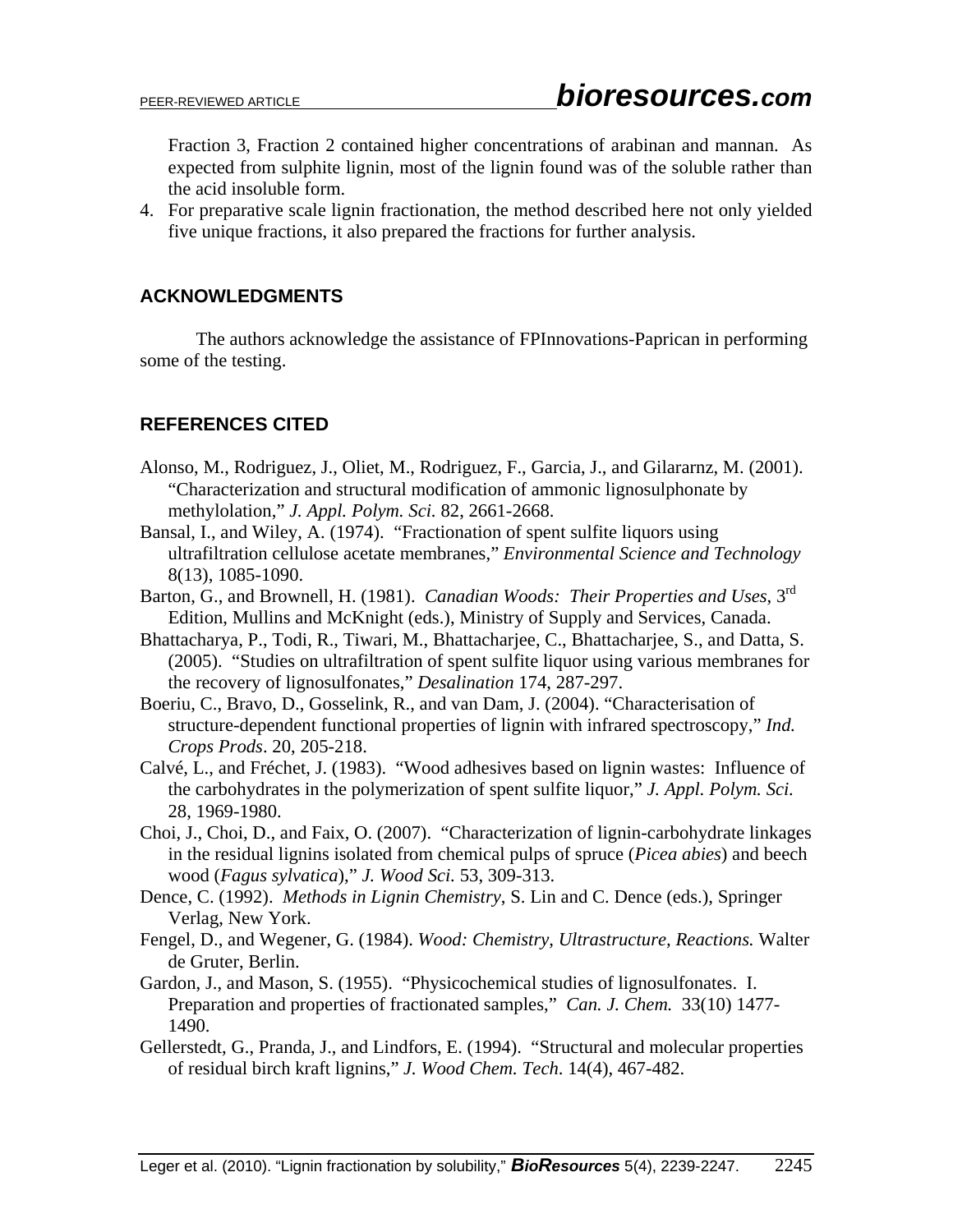Fraction 3, Fraction 2 contained higher concentrations of arabinan and mannan. As expected from sulphite lignin, most of the lignin found was of the soluble rather than the acid insoluble form.

4. For preparative scale lignin fractionation, the method described here not only yielded five unique fractions, it also prepared the fractions for further analysis.

## ACKNOWLEDGMENTS

The authors acknowledge the assistance of FPInnovations-Paprican in performing some of the testing.

## REFERENCES CITED

Alonso, M., Rodriguez, J., Oliet, M., Rodriguez, F., Garcia, J., and Gilararnz, M. (2001). "Characterization and structural modification of ammonic lignosulphonate by methylolation," *J. Appl. Polym. Sci.* 82, 2661-2668.

Bansal, I., and Wiley, A. (1974). "Fractionation of spent sulfite liquors using ultrafiltration cellulose acetate membranes," *Environmental Science and Technology* 8(13), 1085-1090.

Barton, G., and Brownell, H. (1981). *Canadian Woods: Their Properties and Uses*, 3rd Edition, Mullins and McKnight (eds.), Ministry of Supply and Services, Canada.

Bhattacharya, P., Todi, R., Tiwari, M., Bhattacharjee, C., Bhattacharjee, S., and Datta, S. (2005). "Studies on ultrafiltration of spent sulfite liquor using various membranes for the recovery of lignosulfonates," *Desalination* 174, 287-297.

Boeriu, C., Bravo, D., Gosselink, R., and van Dam, J. (2004). "Characterisation of structure-dependent functional properties of lignin with infrared spectroscopy," *Ind. Crops Prods*. 20, 205-218.

Calvé, L., and Fréchet, J. (1983). "Wood adhesives based on lignin wastes: Influence of the carbohydrates in the polymerization of spent sulfite liquor," *J. Appl. Polym. Sci.* 28, 1969-1980.

Choi, J., Choi, D., and Faix, O. (2007). "Characterization of lignin-carbohydrate linkages in the residual lignins isolated from chemical pulps of spruce (*Picea abies*) and beech wood (*Fagus sylvatica*)," *J. Wood Sci.* 53, 309-313.

Dence, C. (1992). *Methods in Lignin Chemistry*, S. Lin and C. Dence (eds.), Springer Verlag, New York.

Fengel, D., and Wegener, G. (1984). *Wood: Chemistry, Ultrastructure, Reactions.* Walter de Gruter, Berlin.

Gardon, J., and Mason, S. (1955). "Physicochemical studies of lignosulfonates. I. Preparation and properties of fractionated samples," *Can. J. Chem.* 33(10) 1477-1490.

Gellerstedt, G., Pranda, J., and Lindfors, E. (1994). "Structural and molecular properties of residual birch kraft lignins," *J. Wood Chem. Tech*. 14(4), 467-482.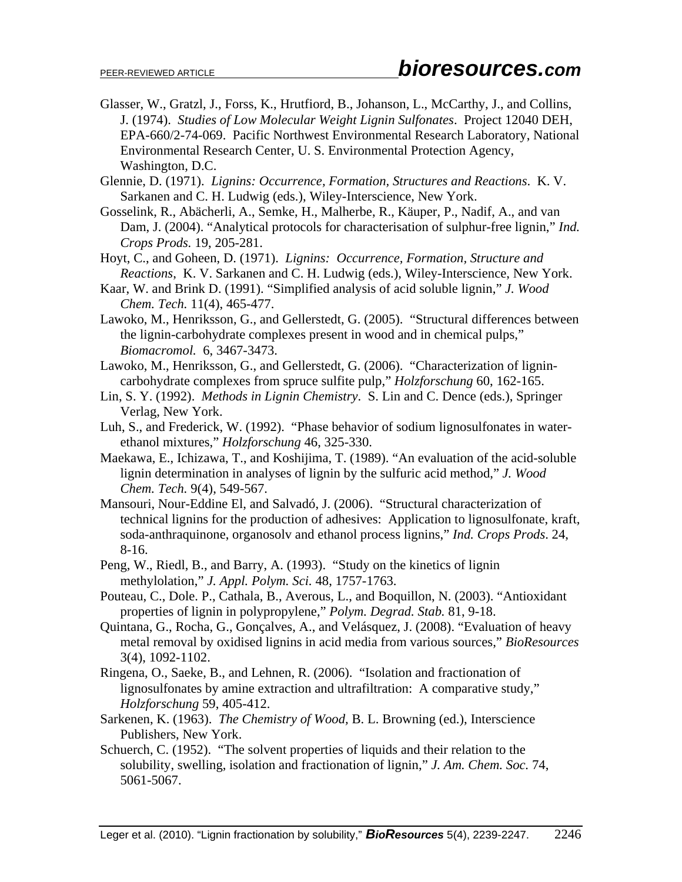Glasser, W., Gratzl, J., Forss, K., Hrutfiord, B., Johanson, L., McCarthy, J., and Collins, J. (1974). *Studies of Low Molecular Weight Lignin Sulfonates*. Project 12040 DEH, EPA-660/2-74-069. Pacific Northwest Environmental Research Laboratory, National Environmental Research Center, U. S. Environmental Protection Agency, Washington, D.C.

Glennie, D. (1971). *Lignins: Occurrence, Formation, Structures and Reactions*. K. V. Sarkanen and C. H. Ludwig (eds.), Wiley-Interscience, New York.

Gosselink, R., Abächerli, A., Semke, H., Malherbe, R., Käuper, P., Nadif, A., and van Dam, J. (2004). "Analytical protocols for characterisation of sulphur-free lignin," *Ind. Crops Prods.* 19, 205-281.

Hoyt, C., and Goheen, D. (1971). *Lignins: Occurrence, Formation, Structure and Reactions*, K. V. Sarkanen and C. H. Ludwig (eds.), Wiley-Interscience, New York.

Kaar, W. and Brink D. (1991). "Simplified analysis of acid soluble lignin," *J. Wood Chem. Tech.* 11(4), 465-477.

Lawoko, M., Henriksson, G., and Gellerstedt, G. (2005). "Structural differences between the lignin-carbohydrate complexes present in wood and in chemical pulps," *Biomacromol.* 6, 3467-3473.

Lawoko, M., Henriksson, G., and Gellerstedt, G. (2006). "Characterization of lignin-carbohydrate complexes from spruce sulfite pulp," *Holzforschung* 60, 162-165.

Lin, S. Y. (1992). *Methods in Lignin Chemistry*. S. Lin and C. Dence (eds.), Springer Verlag, New York.

Luh, S., and Frederick, W. (1992). "Phase behavior of sodium lignosulfonates in water-ethanol mixtures," *Holzforschung* 46, 325-330.

Maekawa, E., Ichizawa, T., and Koshijima, T. (1989). "An evaluation of the acid-soluble lignin determination in analyses of lignin by the sulfuric acid method," *J. Wood Chem. Tech.* 9(4), 549-567.

Mansouri, Nour-Eddine El, and Salvadó, J. (2006). "Structural characterization of technical lignins for the production of adhesives: Application to lignosulfonate, kraft, soda-anthraquinone, organosolv and ethanol process lignins," *Ind. Crops Prods*. 24, 8-16.

Peng, W., Riedl, B., and Barry, A. (1993). "Study on the kinetics of lignin methylolation," *J. Appl. Polym. Sci.* 48, 1757-1763.

Pouteau, C., Dole. P., Cathala, B., Averous, L., and Boquillon, N. (2003). "Antioxidant properties of lignin in polypropylene," *Polym. Degrad. Stab.* 81, 9-18.

Quintana, G., Rocha, G., Gonçalves, A., and Velásquez, J. (2008). "Evaluation of heavy metal removal by oxidised lignins in acid media from various sources," *BioResources* 3(4), 1092-1102.

Ringena, O., Saeke, B., and Lehnen, R. (2006). "Isolation and fractionation of lignosulfonates by amine extraction and ultrafiltration: A comparative study," *Holzforschung* 59, 405-412.

Sarkenen, K. (1963). *The Chemistry of Wood*, B. L. Browning (ed.), Interscience Publishers, New York.

Schuerch, C. (1952). "The solvent properties of liquids and their relation to the solubility, swelling, isolation and fractionation of lignin," *J. Am. Chem. Soc.* 74, 5061-5067.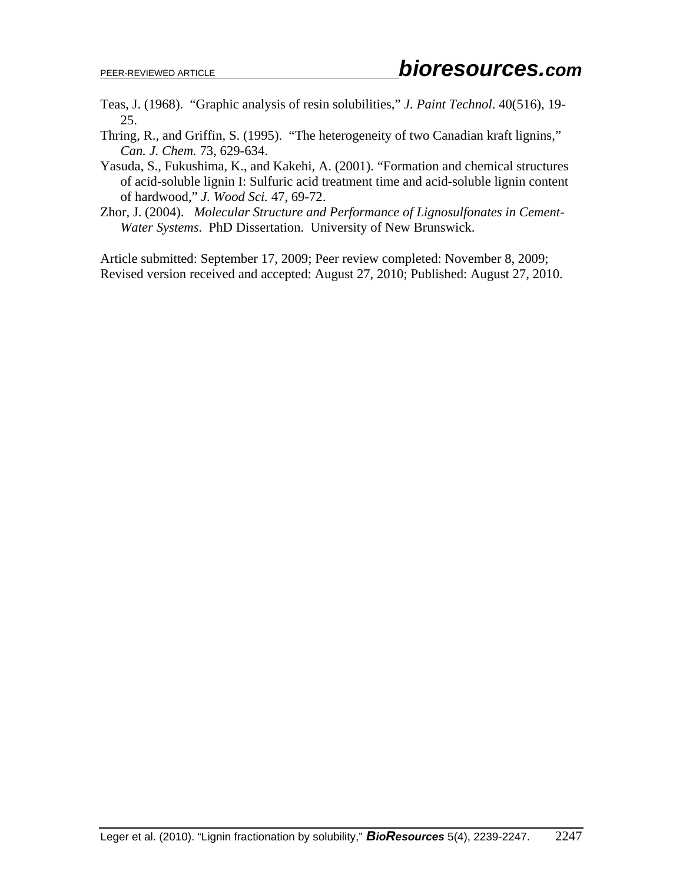Teas, J. (1968). "Graphic analysis of resin solubilities," *J. Paint Technol*. 40(516), 19-25.

Thring, R., and Griffin, S. (1995). "The heterogeneity of two Canadian kraft lignins," *Can. J. Chem.* 73, 629-634.

Yasuda, S., Fukushima, K., and Kakehi, A. (2001). "Formation and chemical structures of acid-soluble lignin I: Sulfuric acid treatment time and acid-soluble lignin content of hardwood," *J. Wood Sci.* 47, 69-72.

Zhor, J. (2004). *Molecular Structure and Performance of Lignosulfonates in Cement-Water Systems*. PhD Dissertation. University of New Brunswick.

Article submitted: September 17, 2009; Peer review completed: November 8, 2009; Revised version received and accepted: August 27, 2010; Published: August 27, 2010.